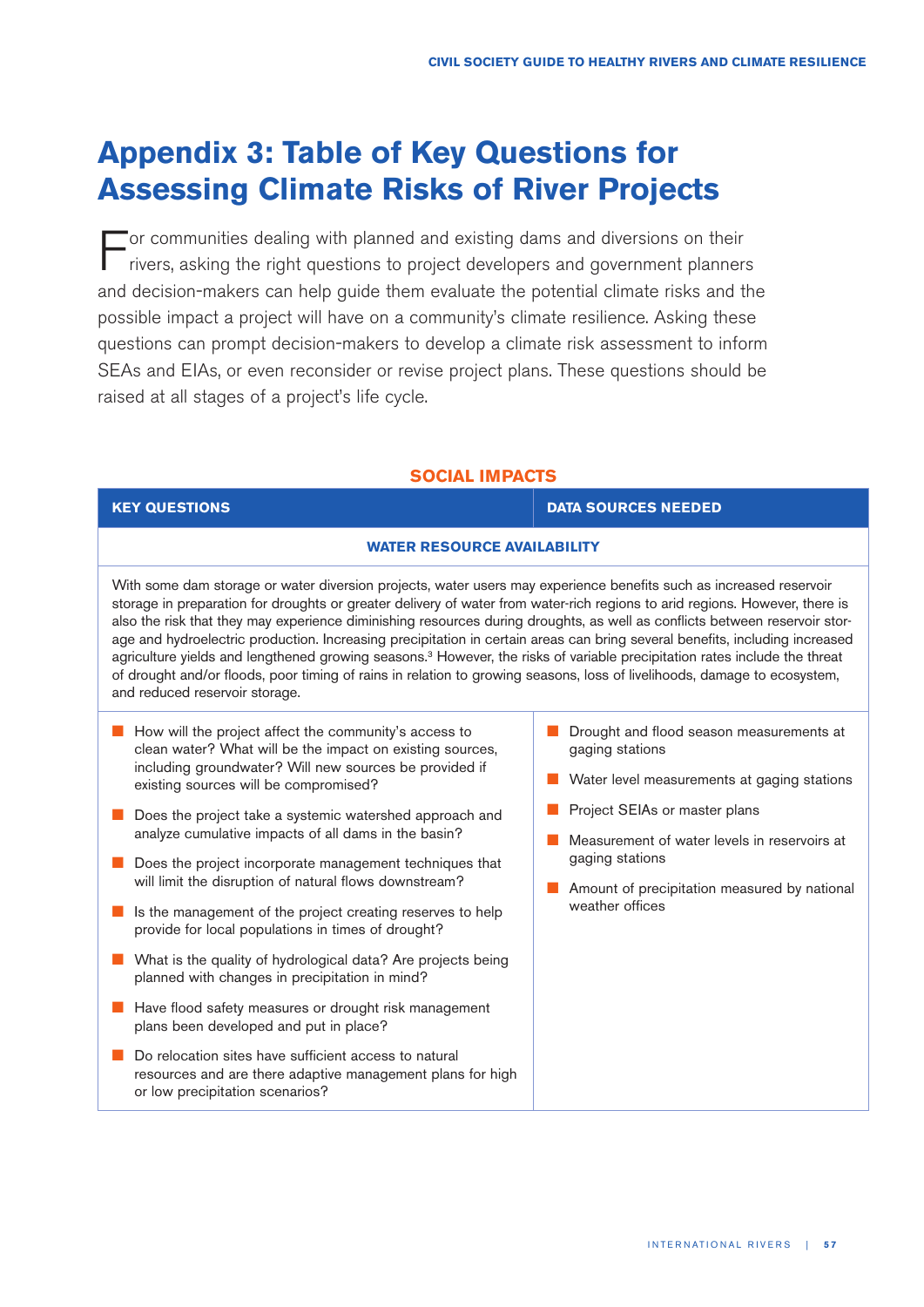# Appendix 3: Table of Key Questions for Assessing Climate Risks of River Projects

For communities dealing with planned and existing dams and diversions on their rivers, asking the right questions to project developers and government planners and decision-makers can help guide them evaluate the potential climate risks and the possible impact a project will have on a community's climate resilience. Asking these questions can prompt decision-makers to develop a climate risk assessment to inform SEAs and EIAs, or even reconsider or revise project plans. These questions should be raised at all stages of a project's life cycle.

## SOCIAL IMPACTS

| KEY QUESTIONS | DATA SOURCES NEEDED |
|---|---|
| **WATER RESOURCE AVAILABILITY** | |
| With some dam storage or water diversion projects, water users may experience benefits such as increased reservoir storage in preparation for droughts or greater delivery of water from water-rich regions to arid regions. However, there is also the risk that they may experience diminishing resources during droughts, as well as conflicts between reservoir storage and hydroelectric production. Increasing precipitation in certain areas can bring several benefits, including increased agriculture yields and lengthened growing seasons.[3] However, the risks of variable precipitation rates include the threat of drought and/or floods, poor timing of rains in relation to growing seasons, loss of livelihoods, damage to ecosystem, and reduced reservoir storage. | |
| • How will the project affect the community's access to clean water? What will be the impact on existing sources, including groundwater? Will new sources be provided if existing sources will be compromised?<br>• Does the project take a systemic watershed approach and analyze cumulative impacts of all dams in the basin?<br>• Does the project incorporate management techniques that will limit the disruption of natural flows downstream?<br>• Is the management of the project creating reserves to help provide for local populations in times of drought?<br>• What is the quality of hydrological data? Are projects being planned with changes in precipitation in mind?<br>• Have flood safety measures or drought risk management plans been developed and put in place?<br>• Do relocation sites have sufficient access to natural resources and are there adaptive management plans for high or low precipitation scenarios? | • Drought and flood season measurements at gaging stations<br>• Water level measurements at gaging stations<br>• Project SEIAs or master plans<br>• Measurement of water levels in reservoirs at gaging stations<br>• Amount of precipitation measured by national weather offices |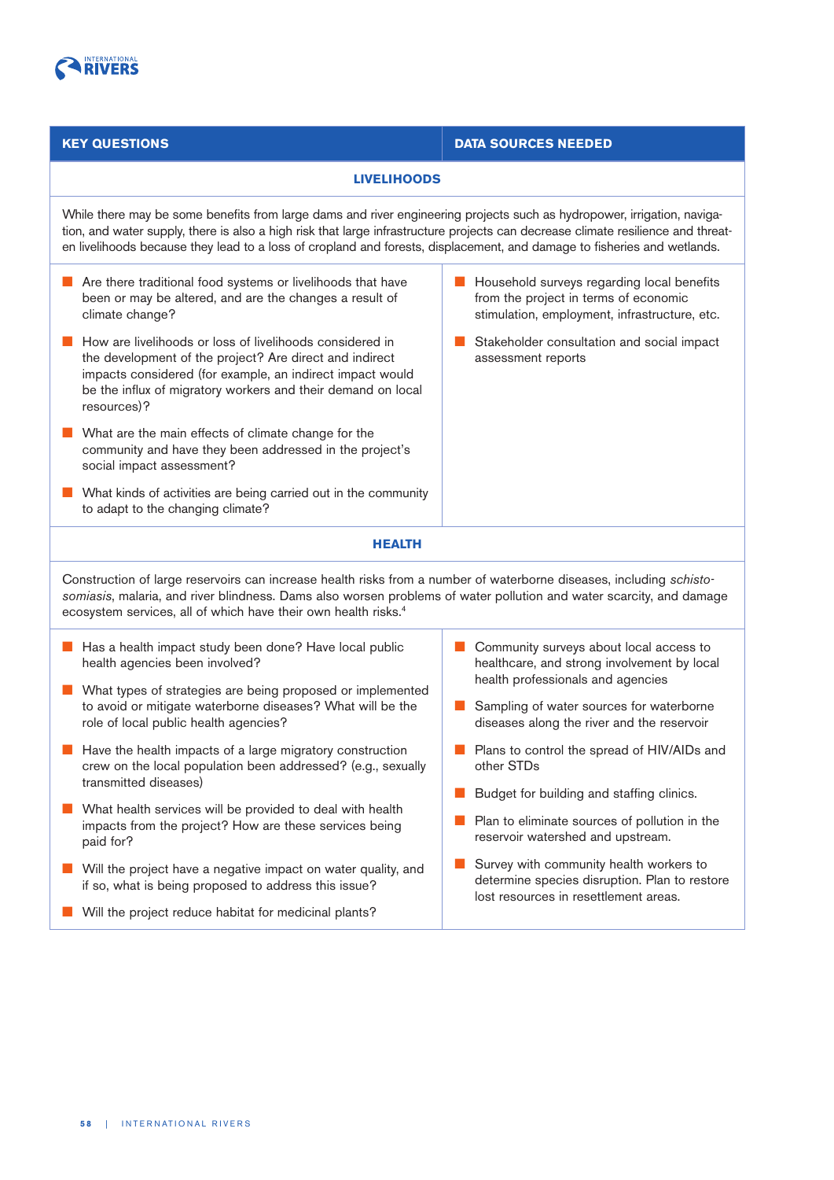| KEY QUESTIONS | DATA SOURCES NEEDED |
|---|---|
| **LIVELIHOODS** | |
| While there may be some benefits from large dams and river engineering projects such as hydropower, irrigation, navigation, and water supply, there is also a high risk that large infrastructure projects can decrease climate resilience and threaten livelihoods because they lead to a loss of cropland and forests, displacement, and damage to fisheries and wetlands. | |
| ■ Are there traditional food systems or livelihoods that have been or may be altered, and are the changes a result of climate change?<br>■ How are livelihoods or loss of livelihoods considered in the development of the project? Are direct and indirect impacts considered (for example, an indirect impact would be the influx of migratory workers and their demand on local resources)?<br>■ What are the main effects of climate change for the community and have they been addressed in the project's social impact assessment?<br>■ What kinds of activities are being carried out in the community to adapt to the changing climate? | ■ Household surveys regarding local benefits from the project in terms of economic stimulation, employment, infrastructure, etc.<br>■ Stakeholder consultation and social impact assessment reports |
| **HEALTH** | |
| Construction of large reservoirs can increase health risks from a number of waterborne diseases, including *schistosomiasis*, malaria, and river blindness. Dams also worsen problems of water pollution and water scarcity, and damage ecosystem services, all of which have their own health risks.[4] | |
| ■ Has a health impact study been done? Have local public health agencies been involved?<br>■ What types of strategies are being proposed or implemented to avoid or mitigate waterborne diseases? What will be the role of local public health agencies?<br>■ Have the health impacts of a large migratory construction crew on the local population been addressed? (e.g., sexually transmitted diseases)<br>■ What health services will be provided to deal with health impacts from the project? How are these services being paid for?<br>■ Will the project have a negative impact on water quality, and if so, what is being proposed to address this issue?<br>■ Will the project reduce habitat for medicinal plants? | ■ Community surveys about local access to healthcare, and strong involvement by local health professionals and agencies<br>■ Sampling of water sources for waterborne diseases along the river and the reservoir<br>■ Plans to control the spread of HIV/AIDs and other STDs<br>■ Budget for building and staffing clinics.<br>■ Plan to eliminate sources of pollution in the reservoir watershed and upstream.<br>■ Survey with community health workers to determine species disruption. Plan to restore lost resources in resettlement areas. |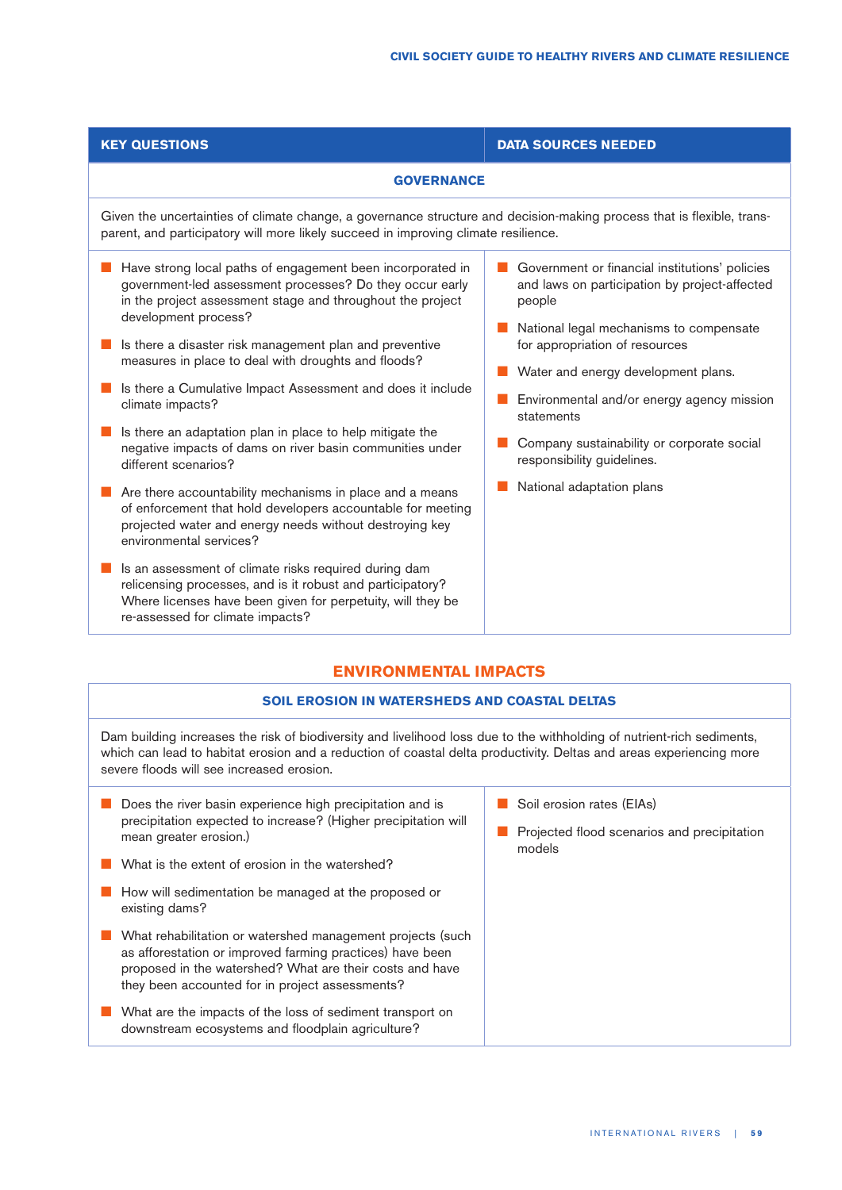| KEY QUESTIONS | DATA SOURCES NEEDED |
| --- | --- |
| **GOVERNANCE** | |
| Given the uncertainties of climate change, a governance structure and decision-making process that is flexible, transparent, and participatory will more likely succeed in improving climate resilience. | |
| • Have strong local paths of engagement been incorporated in government-led assessment processes? Do they occur early in the project assessment stage and throughout the project development process?<br>• Is there a disaster risk management plan and preventive measures in place to deal with droughts and floods?<br>• Is there a Cumulative Impact Assessment and does it include climate impacts?<br>• Is there an adaptation plan in place to help mitigate the negative impacts of dams on river basin communities under different scenarios?<br>• Are there accountability mechanisms in place and a means of enforcement that hold developers accountable for meeting projected water and energy needs without destroying key environmental services?<br>• Is an assessment of climate risks required during dam relicensing processes, and is it robust and participatory? Where licenses have been given for perpetuity, will they be re-assessed for climate impacts? | • Government or financial institutions' policies and laws on participation by project-affected people<br>• National legal mechanisms to compensate for appropriation of resources<br>• Water and energy development plans.<br>• Environmental and/or energy agency mission statements<br>• Company sustainability or corporate social responsibility guidelines.<br>• National adaptation plans |

## ENVIRONMENTAL IMPACTS

| SOIL EROSION IN WATERSHEDS AND COASTAL DELTAS | |
| --- | --- |
| Dam building increases the risk of biodiversity and livelihood loss due to the withholding of nutrient-rich sediments, which can lead to habitat erosion and a reduction of coastal delta productivity. Deltas and areas experiencing more severe floods will see increased erosion. | |
| • Does the river basin experience high precipitation and is precipitation expected to increase? (Higher precipitation will mean greater erosion.)<br>• What is the extent of erosion in the watershed?<br>• How will sedimentation be managed at the proposed or existing dams?<br>• What rehabilitation or watershed management projects (such as afforestation or improved farming practices) have been proposed in the watershed? What are their costs and have they been accounted for in project assessments?<br>• What are the impacts of the loss of sediment transport on downstream ecosystems and floodplain agriculture? | • Soil erosion rates (EIAs)<br>• Projected flood scenarios and precipitation models |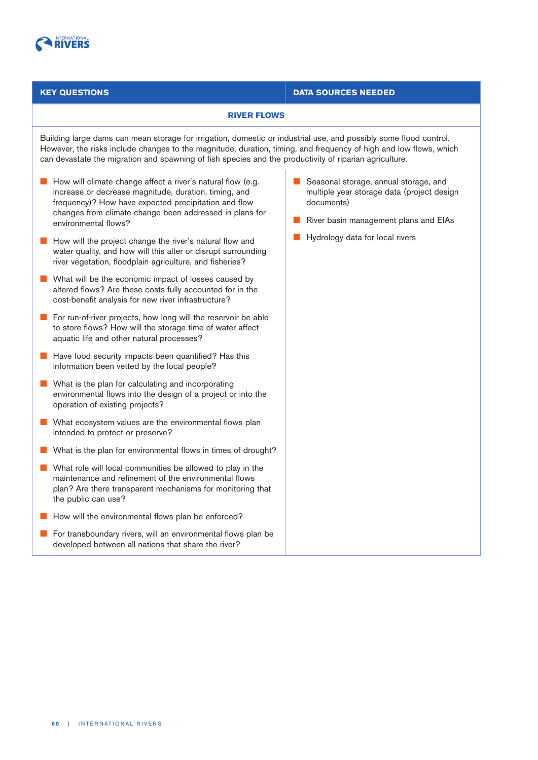| KEY QUESTIONS | DATA SOURCES NEEDED |
| --- | --- |
| **RIVER FLOWS** | |
| Building large dams can mean storage for irrigation, domestic or industrial use, and possibly some flood control. However, the risks include changes to the magnitude, duration, timing, and frequency of high and low flows, which can devastate the migration and spawning of fish species and the productivity of riparian agriculture. | |
| ■ How will climate change affect a river's natural flow (e.g. increase or decrease magnitude, duration, timing, and frequency)? How have expected precipitation and flow changes from climate change been addressed in plans for environmental flows?<br>■ How will the project change the river's natural flow and water quality, and how will this alter or disrupt surrounding river vegetation, floodplain agriculture, and fisheries?<br>■ What will be the economic impact of losses caused by altered flows? Are these costs fully accounted for in the cost-benefit analysis for new river infrastructure?<br>■ For run-of-river projects, how long will the reservoir be able to store flows? How will the storage time of water affect aquatic life and other natural processes?<br>■ Have food security impacts been quantified? Has this information been vetted by the local people?<br>■ What is the plan for calculating and incorporating environmental flows into the design of a project or into the operation of existing projects?<br>■ What ecosystem values are the environmental flows plan intended to protect or preserve?<br>■ What is the plan for environmental flows in times of drought?<br>■ What role will local communities be allowed to play in the maintenance and refinement of the environmental flows plan? Are there transparent mechanisms for monitoring that the public can use?<br>■ How will the environmental flows plan be enforced?<br>■ For transboundary rivers, will an environmental flows plan be developed between all nations that share the river? | ■ Seasonal storage, annual storage, and multiple year storage data (project design documents)<br>■ River basin management plans and EIAs<br>■ Hydrology data for local rivers |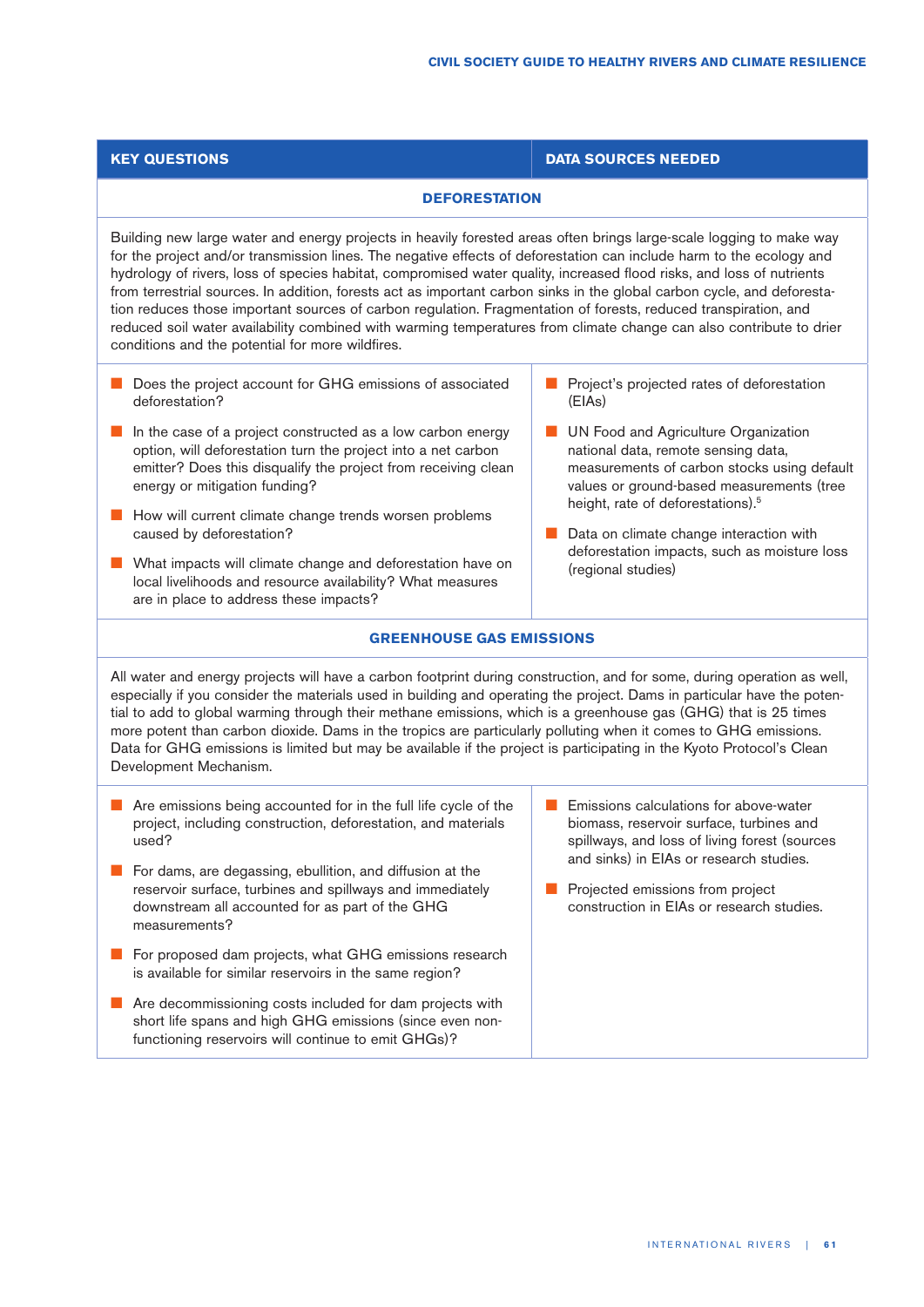| KEY QUESTIONS | DATA SOURCES NEEDED |
|---|---|
| **DEFORESTATION** | |
| Building new large water and energy projects in heavily forested areas often brings large-scale logging to make way for the project and/or transmission lines. The negative effects of deforestation can include harm to the ecology and hydrology of rivers, loss of species habitat, compromised water quality, increased flood risks, and loss of nutrients from terrestrial sources. In addition, forests act as important carbon sinks in the global carbon cycle, and deforestation reduces those important sources of carbon regulation. Fragmentation of forests, reduced transpiration, and reduced soil water availability combined with warming temperatures from climate change can also contribute to drier conditions and the potential for more wildfires. | |
| • Does the project account for GHG emissions of associated deforestation?<br>• In the case of a project constructed as a low carbon energy option, will deforestation turn the project into a net carbon emitter? Does this disqualify the project from receiving clean energy or mitigation funding?<br>• How will current climate change trends worsen problems caused by deforestation?<br>• What impacts will climate change and deforestation have on local livelihoods and resource availability? What measures are in place to address these impacts? | • Project's projected rates of deforestation (EIAs)<br>• UN Food and Agriculture Organization national data, remote sensing data, measurements of carbon stocks using default values or ground-based measurements (tree height, rate of deforestations).[5]<br>• Data on climate change interaction with deforestation impacts, such as moisture loss (regional studies) |
| **GREENHOUSE GAS EMISSIONS** | |
| All water and energy projects will have a carbon footprint during construction, and for some, during operation as well, especially if you consider the materials used in building and operating the project. Dams in particular have the potential to add to global warming through their methane emissions, which is a greenhouse gas (GHG) that is 25 times more potent than carbon dioxide. Dams in the tropics are particularly polluting when it comes to GHG emissions. Data for GHG emissions is limited but may be available if the project is participating in the Kyoto Protocol's Clean Development Mechanism. | |
| • Are emissions being accounted for in the full life cycle of the project, including construction, deforestation, and materials used?<br>• For dams, are degassing, ebullition, and diffusion at the reservoir surface, turbines and spillways and immediately downstream all accounted for as part of the GHG measurements?<br>• For proposed dam projects, what GHG emissions research is available for similar reservoirs in the same region?<br>• Are decommissioning costs included for dam projects with short life spans and high GHG emissions (since even non-functioning reservoirs will continue to emit GHGs)? | • Emissions calculations for above-water biomass, reservoir surface, turbines and spillways, and loss of living forest (sources and sinks) in EIAs or research studies.<br>• Projected emissions from project construction in EIAs or research studies. |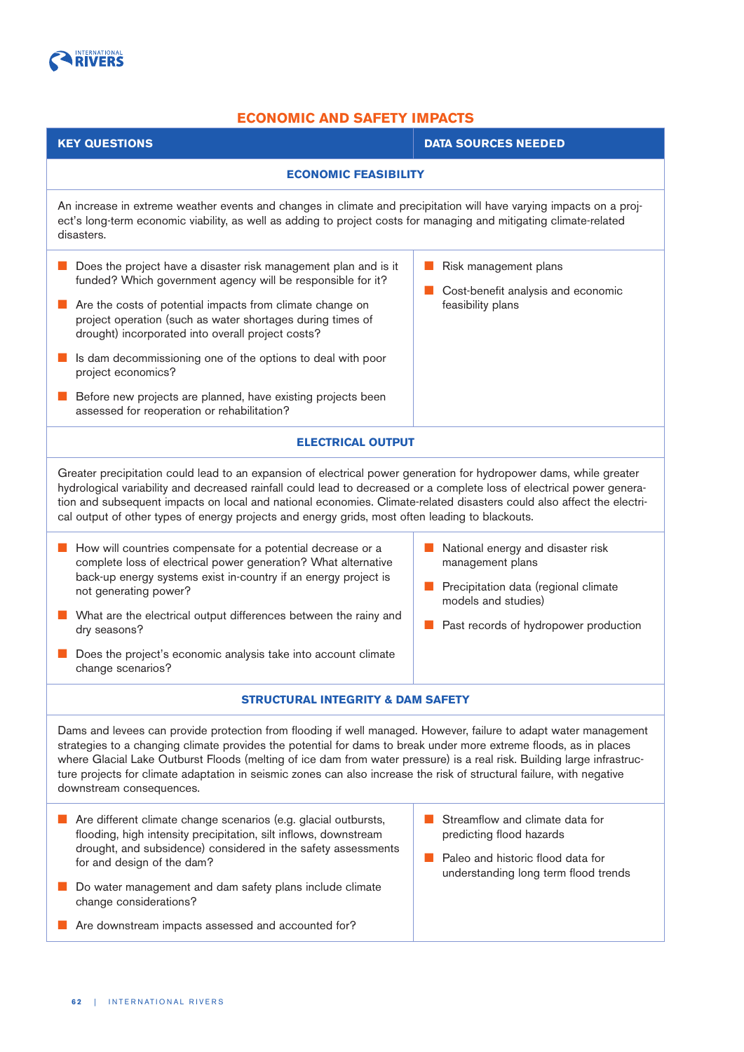## ECONOMIC AND SAFETY IMPACTS

| KEY QUESTIONS | DATA SOURCES NEEDED |
|---|---|
| **ECONOMIC FEASIBILITY** | |
| An increase in extreme weather events and changes in climate and precipitation will have varying impacts on a project's long-term economic viability, as well as adding to project costs for managing and mitigating climate-related disasters. | |
| • Does the project have a disaster risk management plan and is it funded? Which government agency will be responsible for it?<br>• Are the costs of potential impacts from climate change on project operation (such as water shortages during times of drought) incorporated into overall project costs?<br>• Is dam decommissioning one of the options to deal with poor project economics?<br>• Before new projects are planned, have existing projects been assessed for reoperation or rehabilitation? | • Risk management plans<br>• Cost-benefit analysis and economic feasibility plans |
| **ELECTRICAL OUTPUT** | |
| Greater precipitation could lead to an expansion of electrical power generation for hydropower dams, while greater hydrological variability and decreased rainfall could lead to decreased or a complete loss of electrical power generation and subsequent impacts on local and national economies. Climate-related disasters could also affect the electrical output of other types of energy projects and energy grids, most often leading to blackouts. | |
| • How will countries compensate for a potential decrease or a complete loss of electrical power generation? What alternative back-up energy systems exist in-country if an energy project is not generating power?<br>• What are the electrical output differences between the rainy and dry seasons?<br>• Does the project's economic analysis take into account climate change scenarios? | • National energy and disaster risk management plans<br>• Precipitation data (regional climate models and studies)<br>• Past records of hydropower production |
| **STRUCTURAL INTEGRITY & DAM SAFETY** | |
| Dams and levees can provide protection from flooding if well managed. However, failure to adapt water management strategies to a changing climate provides the potential for dams to break under more extreme floods, as in places where Glacial Lake Outburst Floods (melting of ice dam from water pressure) is a real risk. Building large infrastructure projects for climate adaptation in seismic zones can also increase the risk of structural failure, with negative downstream consequences. | |
| • Are different climate change scenarios (e.g. glacial outbursts, flooding, high intensity precipitation, silt inflows, downstream drought, and subsidence) considered in the safety assessments for and design of the dam?<br>• Do water management and dam safety plans include climate change considerations?<br>• Are downstream impacts assessed and accounted for? | • Streamflow and climate data for predicting flood hazards<br>• Paleo and historic flood data for understanding long term flood trends |